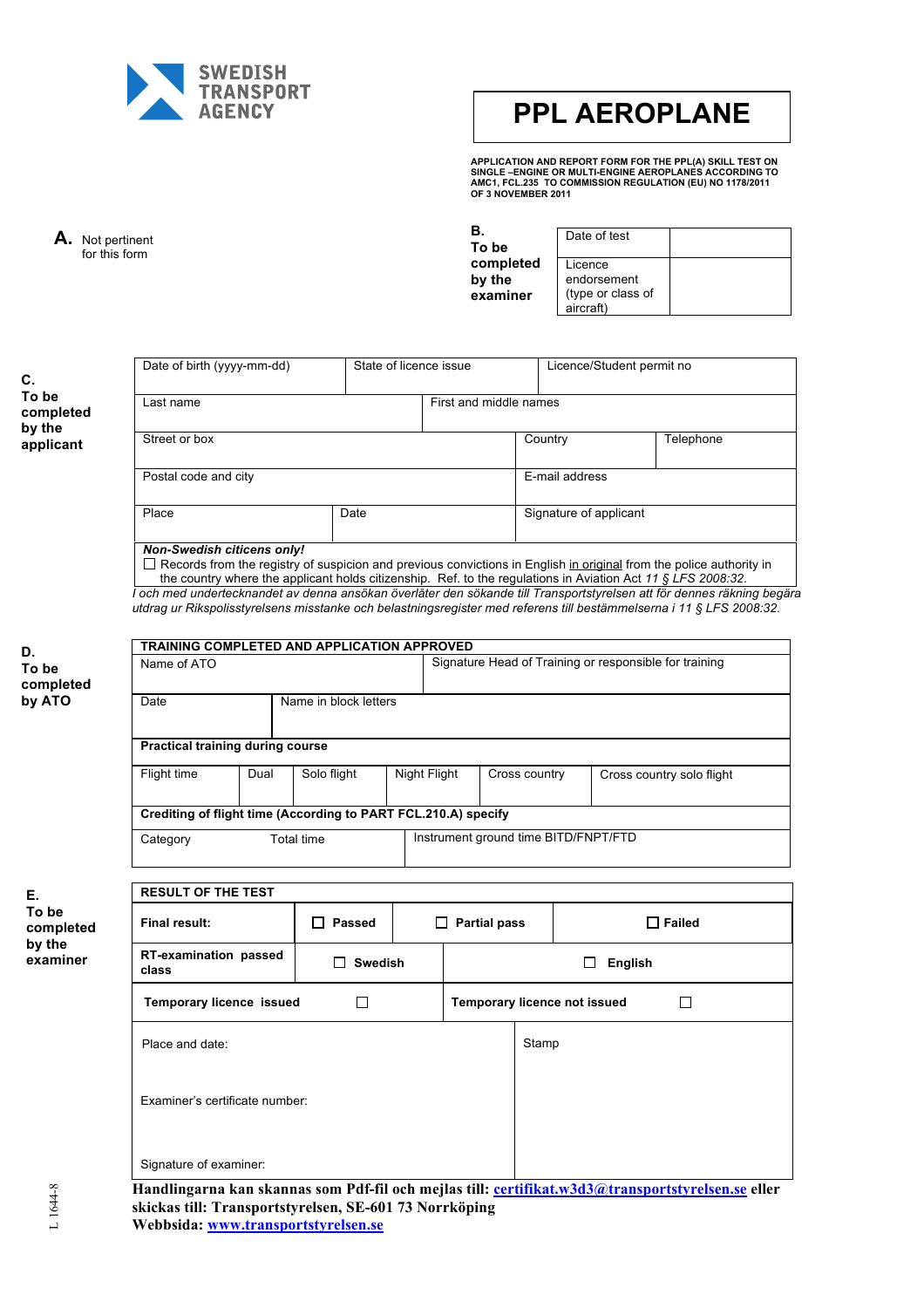SWEDISH TRANSPORT AGENCY

# PPL AEROPLANE

**APPLICATION AND REPORT FORM FOR THE PPL(A) SKILL TEST ON SINGLE –ENGINE OR MULTI-ENGINE AEROPLANES ACCORDING TO AMC1, FCL.235 TO COMMISSION REGULATION (EU) NO 1178/2011 OF 3 NOVEMBER 2011**

**A.** Not pertinent for this form

**B. To be completed by the examiner**

| Date of test | |
|---|---|
| Licence endorsement (type or class of aircraft) | |

**C. To be completed by the applicant**

| Date of birth (yyyy-mm-dd) | State of licence issue | Licence/Student permit no |
|---|---|---|
| Last name | First and middle names | |
| Street or box | Country | Telephone |
| Postal code and city | E-mail address | |
| Place | Date | Signature of applicant |

***Non-Swedish citicens only!***

☐ Records from the registry of suspicion and previous convictions in English in original from the police authority in the country where the applicant holds citizenship. Ref. to the regulations in Aviation Act *11 § LFS 2008:32.*

*I och med undertecknandet av denna ansökan överlåter den sökande till Transportstyrelsen att för dennes räkning begära utdrag ur Rikspolisstyrelsens misstanke och belastningsregister med referens till bestämmelserna i 11 § LFS 2008:32.*

**D. To be completed by ATO**

| **TRAINING COMPLETED AND APPLICATION APPROVED** | | | | | |
|---|---|---|---|---|---|
| Name of ATO | | | Signature Head of Training or responsible for training | | |
| Date | Name in block letters | | | | |
| **Practical training during course** | | | | | |
| Flight time | Dual | Solo flight | Night Flight | Cross country | Cross country solo flight |
| **Crediting of flight time (According to PART FCL.210.A) specify** | | | | | |
| Category | Total time | | Instrument ground time BITD/FNPT/FTD | | |

**E. To be completed by the examiner**

| **RESULT OF THE TEST** | | | |
|---|---|---|---|
| **Final result:** | ☐ **Passed** | ☐ **Partial pass** | ☐ **Failed** |
| **RT-examination passed class** | ☐ **Swedish** | ☐ **English** | |
| **Temporary licence issued** ☐ | | **Temporary licence not issued** ☐ | |
| Place and date: | | Stamp | |
| Examiner's certificate number: | | | |
| Signature of examiner: | | | |

**Handlingarna kan skannas som Pdf-fil och mejlas till: certifikat.w3d3@transportstyrelsen.se eller skickas till: Transportstyrelsen, SE-601 73 Norrköping**
**Webbsida: www.transportstyrelsen.se**

L 1644-8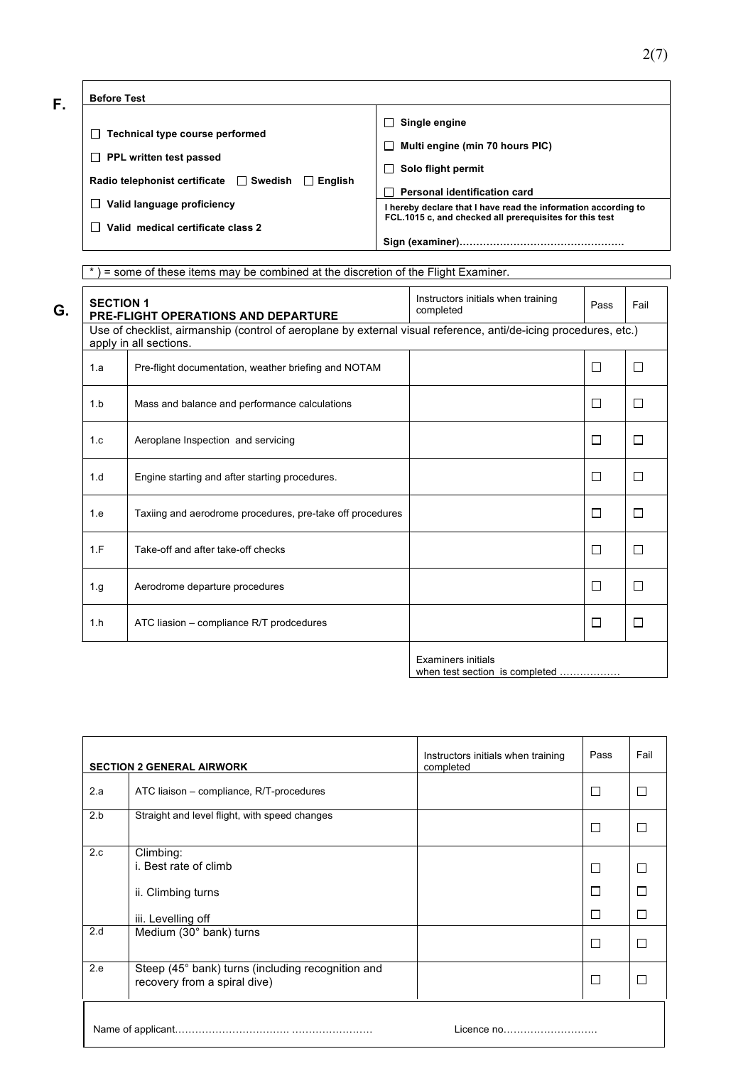**F.**

| Before Test | |
|---|---|
| ☐ Technical type course performed | ☐ Single engine |
| ☐ PPL written test passed | ☐ Multi engine (min 70 hours PIC) |
| Radio telephonist certificate ☐ Swedish ☐ English | ☐ Solo flight permit |
| ☐ Valid language proficiency | ☐ Personal identification card |
| ☐ Valid medical certificate class 2 | I hereby declare that I have read the information according to FCL.1015 c, and checked all prerequisites for this test<br><br>Sign (examiner)…………………………………………. |

* ) = some of these items may be combined at the discretion of the Flight Examiner.

**G.**

| SECTION 1<br>PRE-FLIGHT OPERATIONS AND DEPARTURE | | Instructors initials when training completed | Pass | Fail |
|---|---|---|---|---|
| Use of checklist, airmanship (control of aeroplane by external visual reference, anti/de-icing procedures, etc.) apply in all sections. | | | | |
| 1.a | Pre-flight documentation, weather briefing and NOTAM | | ☐ | ☐ |
| 1.b | Mass and balance and performance calculations | | ☐ | ☐ |
| 1.c | Aeroplane Inspection and servicing | | ☐ | ☐ |
| 1.d | Engine starting and after starting procedures. | | ☐ | ☐ |
| 1.e | Taxiing and aerodrome procedures, pre-take off procedures | | ☐ | ☐ |
| 1.F | Take-off and after take-off checks | | ☐ | ☐ |
| 1.g | Aerodrome departure procedures | | ☐ | ☐ |
| 1.h | ATC liasion – compliance R/T prodcedures | | ☐ | ☐ |
| | | Examiners initials when test section is completed ……………… | | |

| SECTION 2 GENERAL AIRWORK | | Instructors initials when training completed | Pass | Fail |
|---|---|---|---|---|
| 2.a | ATC liaison – compliance, R/T-procedures | | ☐ | ☐ |
| 2.b | Straight and level flight, with speed changes | | ☐ | ☐ |
| 2.c | Climbing:<br>i. Best rate of climb | | ☐ | ☐ |
| | ii. Climbing turns | | ☐ | ☐ |
| | iii. Levelling off | | ☐ | ☐ |
| 2.d | Medium (30° bank) turns | | ☐ | ☐ |
| 2.e | Steep (45° bank) turns (including recognition and recovery from a spiral dive) | | ☐ | ☐ |

Name of applicant……………………………. …………………… Licence no……………………….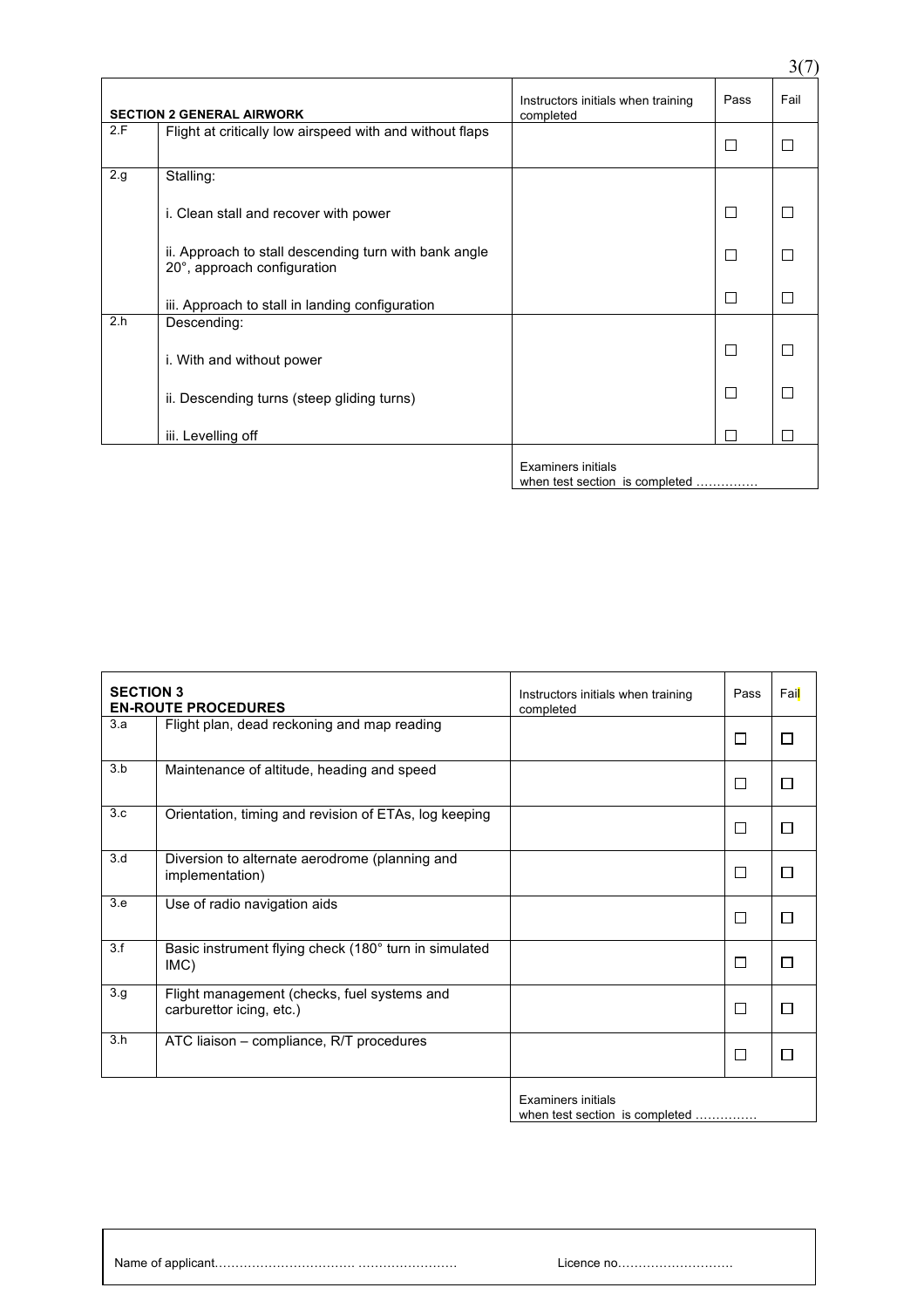| | SECTION 2 GENERAL AIRWORK | Instructors initials when training completed | Pass | Fail |
|---|---|---|---|---|
| 2.F | Flight at critically low airspeed with and without flaps | | ☐ | ☐ |
| 2.g | Stalling: | | | |
| | i. Clean stall and recover with power | | ☐ | ☐ |
| | ii. Approach to stall descending turn with bank angle 20°, approach configuration | | ☐ | ☐ |
| | iii. Approach to stall in landing configuration | | ☐ | ☐ |
| 2.h | Descending: | | | |
| | i. With and without power | | ☐ | ☐ |
| | ii. Descending turns (steep gliding turns) | | ☐ | ☐ |
| | iii. Levelling off | | ☐ | ☐ |
| | | Examiners initials when test section is completed …………… | | |

| | SECTION 3 EN-ROUTE PROCEDURES | Instructors initials when training completed | Pass | Fail |
|---|---|---|---|---|
| 3.a | Flight plan, dead reckoning and map reading | | ☐ | ☐ |
| 3.b | Maintenance of altitude, heading and speed | | ☐ | ☐ |
| 3.c | Orientation, timing and revision of ETAs, log keeping | | ☐ | ☐ |
| 3.d | Diversion to alternate aerodrome (planning and implementation) | | ☐ | ☐ |
| 3.e | Use of radio navigation aids | | ☐ | ☐ |
| 3.f | Basic instrument flying check (180° turn in simulated IMC) | | ☐ | ☐ |
| 3.g | Flight management (checks, fuel systems and carburettor icing, etc.) | | ☐ | ☐ |
| 3.h | ATC liaison – compliance, R/T procedures | | ☐ | ☐ |
| | | Examiners initials when test section is completed …………… | | |

| Name of applicant……………………………. …………………… | Licence no……………………… |
|---|---|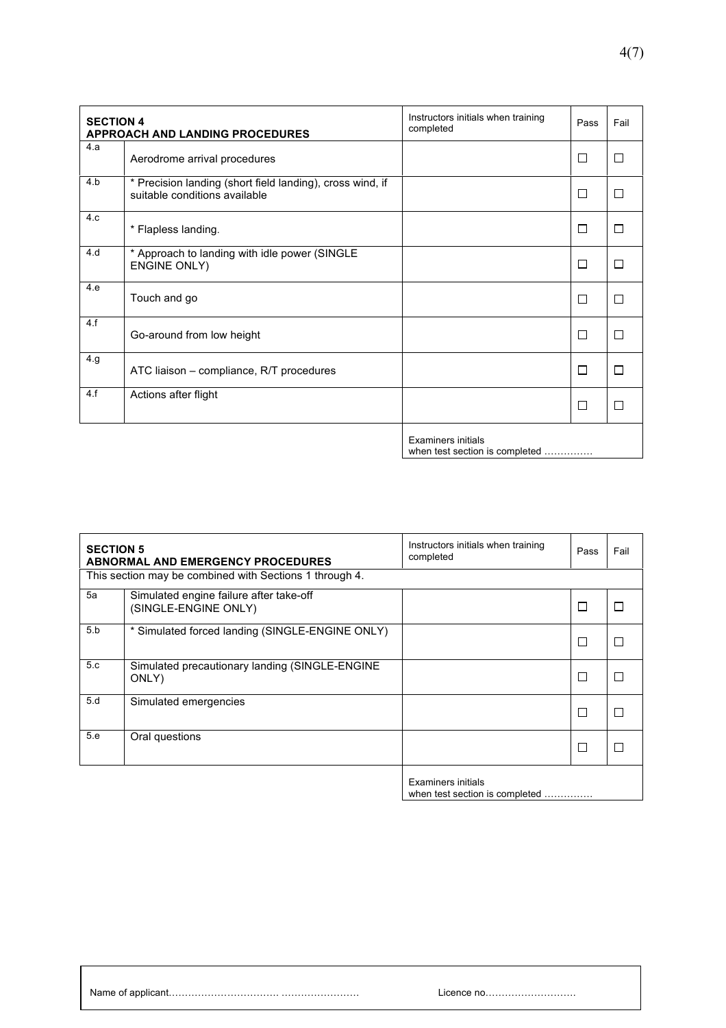| SECTION 4<br>**APPROACH AND LANDING PROCEDURES** | | Instructors initials when training completed | Pass | Fail |
|---|---|---|---|---|
| 4.a | Aerodrome arrival procedures | | ☐ | ☐ |
| 4.b | * Precision landing (short field landing), cross wind, if suitable conditions available | | ☐ | ☐ |
| 4.c | * Flapless landing. | | ☐ | ☐ |
| 4.d | * Approach to landing with idle power (SINGLE ENGINE ONLY) | | ☐ | ☐ |
| 4.e | Touch and go | | ☐ | ☐ |
| 4.f | Go-around from low height | | ☐ | ☐ |
| 4.g | ATC liaison – compliance, R/T procedures | | ☐ | ☐ |
| 4.f | Actions after flight | | ☐ | ☐ |
| | | Examiners initials<br>when test section is completed …………… | | |

| SECTION 5<br>**ABNORMAL AND EMERGENCY PROCEDURES** | | Instructors initials when training completed | Pass | Fail |
|---|---|---|---|---|
| This section may be combined with Sections 1 through 4. | | | | |
| 5a | Simulated engine failure after take-off (SINGLE-ENGINE ONLY) | | ☐ | ☐ |
| 5.b | * Simulated forced landing (SINGLE-ENGINE ONLY) | | ☐ | ☐ |
| 5.c | Simulated precautionary landing (SINGLE-ENGINE ONLY) | | ☐ | ☐ |
| 5.d | Simulated emergencies | | ☐ | ☐ |
| 5.e | Oral questions | | ☐ | ☐ |
| | | Examiners initials<br>when test section is completed …………… | | |

Name of applicant…………………………… …………………… Licence no………………………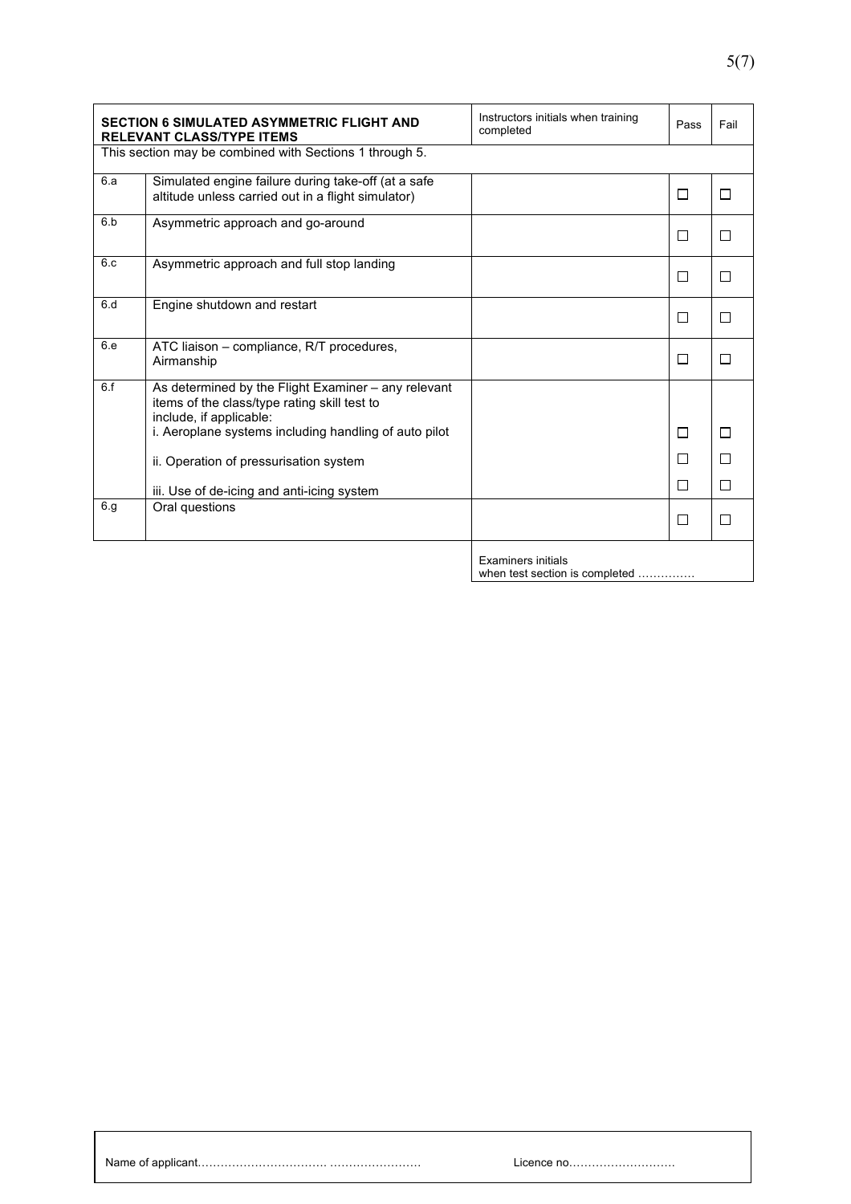| SECTION 6 SIMULATED ASYMMETRIC FLIGHT AND RELEVANT CLASS/TYPE ITEMS | | Instructors initials when training completed | Pass | Fail |
|---|---|---|---|---|
| This section may be combined with Sections 1 through 5. | | | | |
| 6.a | Simulated engine failure during take-off (at a safe altitude unless carried out in a flight simulator) | | ☐ | ☐ |
| 6.b | Asymmetric approach and go-around | | ☐ | ☐ |
| 6.c | Asymmetric approach and full stop landing | | ☐ | ☐ |
| 6.d | Engine shutdown and restart | | ☐ | ☐ |
| 6.e | ATC liaison – compliance, R/T procedures, Airmanship | | ☐ | ☐ |
| 6.f | As determined by the Flight Examiner – any relevant items of the class/type rating skill test to include, if applicable:<br>i. Aeroplane systems including handling of auto pilot | | ☐ | ☐ |
| | ii. Operation of pressurisation system | | ☐ | ☐ |
| | iii. Use of de-icing and anti-icing system | | ☐ | ☐ |
| 6.g | Oral questions | | ☐ | ☐ |
| | | Examiners initials when test section is completed …………… | | |

Name of applicant……………………………. …………………… Licence no……………………….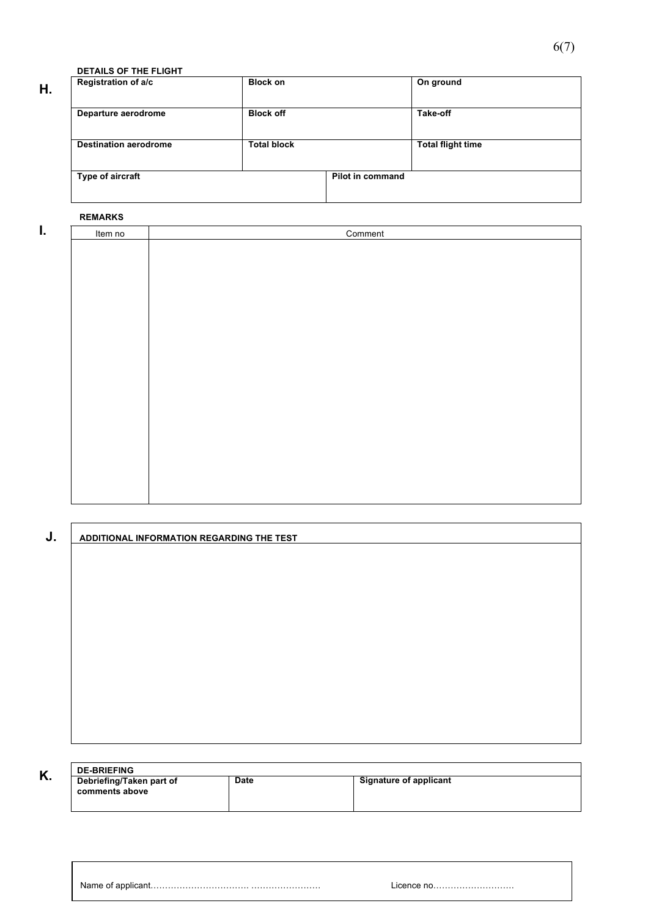**H.** **DETAILS OF THE FLIGHT**

| **Registration of a/c** | **Block on** | **On ground** |
|---|---|---|
| **Departure aerodrome** | **Block off** | **Take-off** |
| **Destination aerodrome** | **Total block** | **Total flight time** |

| **Type of aircraft** | **Pilot in command** |
|---|---|
| | |

**I.** **REMARKS**

| Item no | Comment |
|---|---|
| | |

**J.** **ADDITIONAL INFORMATION REGARDING THE TEST**

**K.** **DE-BRIEFING**

| **Debriefing/Taken part of comments above** | **Date** | **Signature of applicant** |
|---|---|---|
| | | |

Name of applicant……………………………. ……………………        Licence no……………………….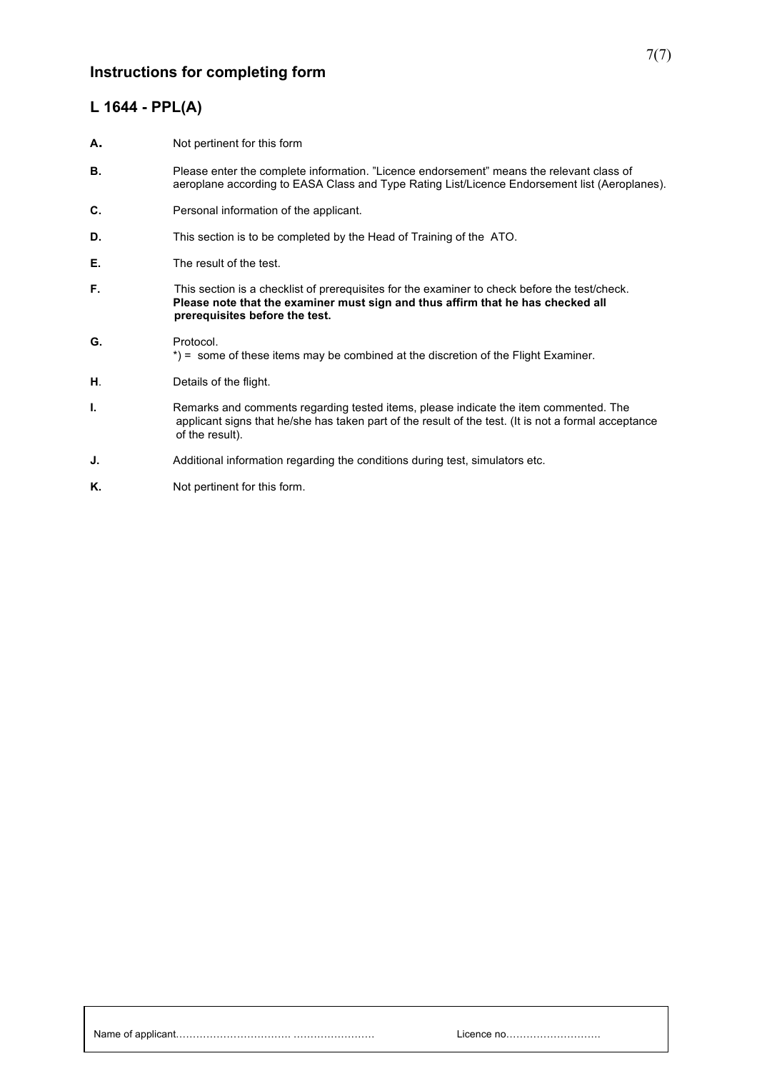## Instructions for completing form

## L 1644 - PPL(A)

**A.** Not pertinent for this form

**B.** Please enter the complete information. "Licence endorsement" means the relevant class of aeroplane according to EASA Class and Type Rating List/Licence Endorsement list (Aeroplanes).

**C.** Personal information of the applicant.

**D.** This section is to be completed by the Head of Training of the ATO.

**E.** The result of the test.

**F.** This section is a checklist of prerequisites for the examiner to check before the test/check. **Please note that the examiner must sign and thus affirm that he has checked all prerequisites before the test.**

**G.** Protocol.
*) = some of these items may be combined at the discretion of the Flight Examiner.

**H.** Details of the flight.

**I.** Remarks and comments regarding tested items, please indicate the item commented. The applicant signs that he/she has taken part of the result of the test. (It is not a formal acceptance of the result).

**J.** Additional information regarding the conditions during test, simulators etc.

**K.** Not pertinent for this form.

Name of applicant……………………………. …………………… Licence no……………………….